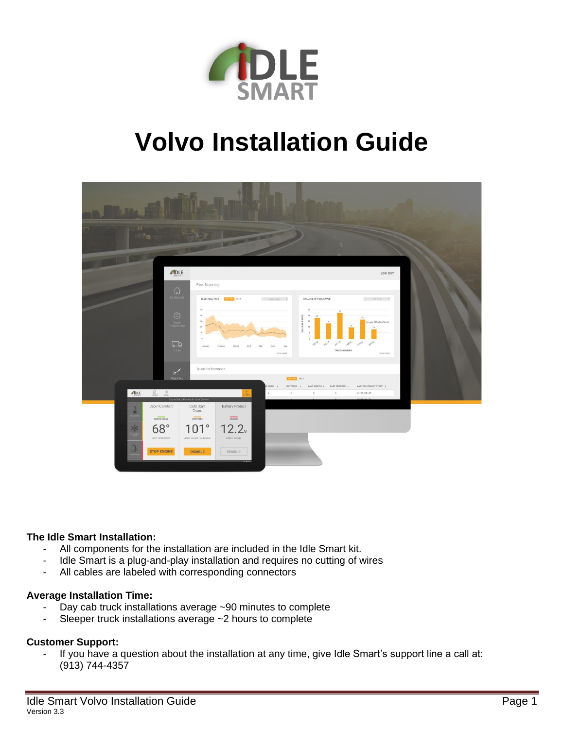# Volvo Installation Guide

**The Idle Smart Installation:**

- All components for the installation are included in the Idle Smart kit.
- Idle Smart is a plug-and-play installation and requires no cutting of wires
- All cables are labeled with corresponding connectors

**Average Installation Time:**

- Day cab truck installations average ~90 minutes to complete
- Sleeper truck installations average ~2 hours to complete

**Customer Support:**

- If you have a question about the installation at any time, give Idle Smart's support line a call at: (913) 744-4357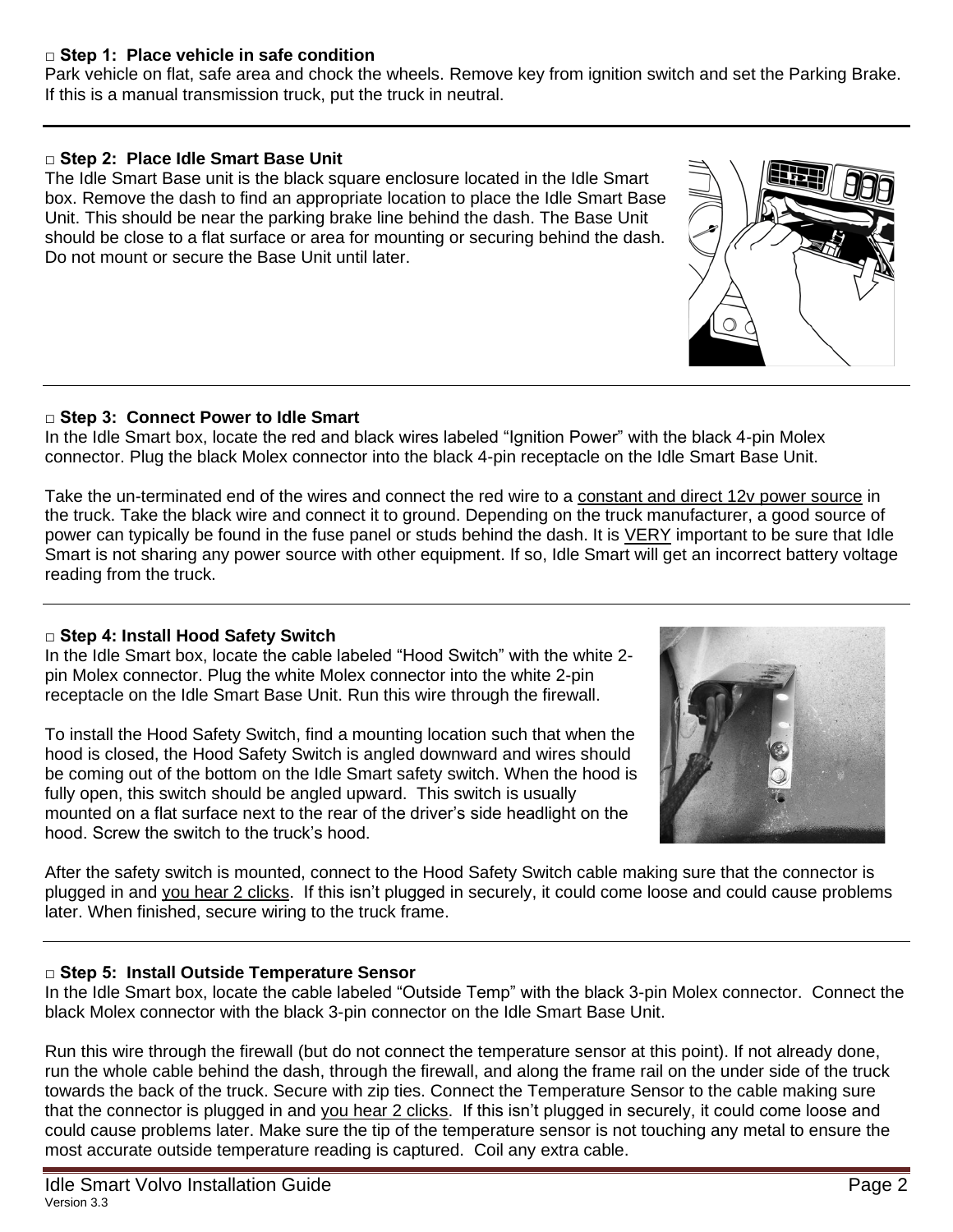### □ Step 1: Place vehicle in safe condition

Park vehicle on flat, safe area and chock the wheels. Remove key from ignition switch and set the Parking Brake. If this is a manual transmission truck, put the truck in neutral.

### □ Step 2: Place Idle Smart Base Unit

The Idle Smart Base unit is the black square enclosure located in the Idle Smart box. Remove the dash to find an appropriate location to place the Idle Smart Base Unit. This should be near the parking brake line behind the dash. The Base Unit should be close to a flat surface or area for mounting or securing behind the dash. Do not mount or secure the Base Unit until later.

### □ Step 3: Connect Power to Idle Smart

In the Idle Smart box, locate the red and black wires labeled "Ignition Power" with the black 4-pin Molex connector. Plug the black Molex connector into the black 4-pin receptacle on the Idle Smart Base Unit.

Take the un-terminated end of the wires and connect the red wire to a constant and direct 12v power source in the truck. Take the black wire and connect it to ground. Depending on the truck manufacturer, a good source of power can typically be found in the fuse panel or studs behind the dash. It is VERY important to be sure that Idle Smart is not sharing any power source with other equipment. If so, Idle Smart will get an incorrect battery voltage reading from the truck.

### □ Step 4: Install Hood Safety Switch

In the Idle Smart box, locate the cable labeled "Hood Switch" with the white 2-pin Molex connector. Plug the white Molex connector into the white 2-pin receptacle on the Idle Smart Base Unit. Run this wire through the firewall.

To install the Hood Safety Switch, find a mounting location such that when the hood is closed, the Hood Safety Switch is angled downward and wires should be coming out of the bottom on the Idle Smart safety switch. When the hood is fully open, this switch should be angled upward. This switch is usually mounted on a flat surface next to the rear of the driver's side headlight on the hood. Screw the switch to the truck's hood.

After the safety switch is mounted, connect to the Hood Safety Switch cable making sure that the connector is plugged in and you hear 2 clicks. If this isn't plugged in securely, it could come loose and could cause problems later. When finished, secure wiring to the truck frame.

### □ Step 5: Install Outside Temperature Sensor

In the Idle Smart box, locate the cable labeled "Outside Temp" with the black 3-pin Molex connector. Connect the black Molex connector with the black 3-pin connector on the Idle Smart Base Unit.

Run this wire through the firewall (but do not connect the temperature sensor at this point). If not already done, run the whole cable behind the dash, through the firewall, and along the frame rail on the under side of the truck towards the back of the truck. Secure with zip ties. Connect the Temperature Sensor to the cable making sure that the connector is plugged in and you hear 2 clicks. If this isn't plugged in securely, it could come loose and could cause problems later. Make sure the tip of the temperature sensor is not touching any metal to ensure the most accurate outside temperature reading is captured. Coil any extra cable.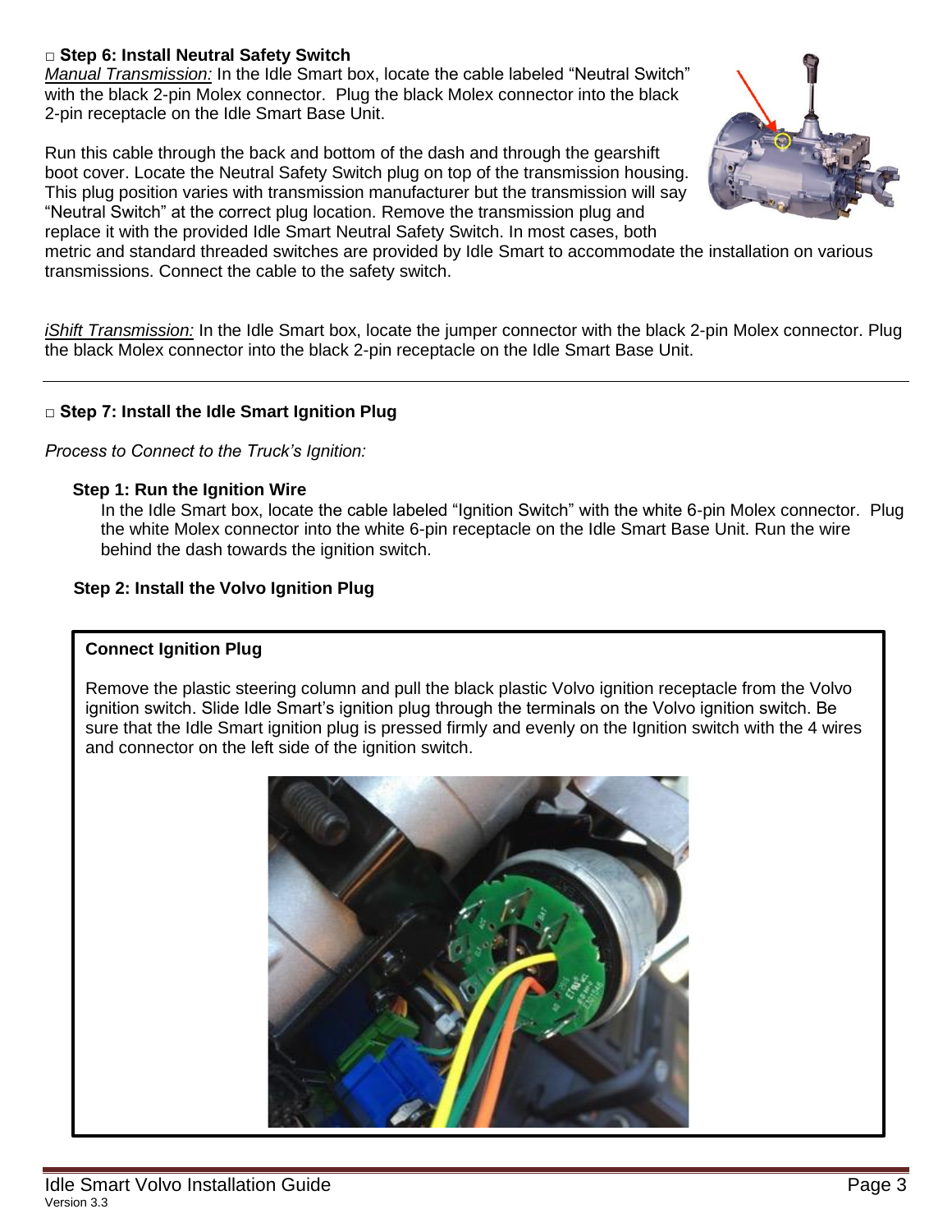□ **Step 6: Install Neutral Safety Switch**

*Manual Transmission:* In the Idle Smart box, locate the cable labeled "Neutral Switch" with the black 2-pin Molex connector. Plug the black Molex connector into the black 2-pin receptacle on the Idle Smart Base Unit.

Run this cable through the back and bottom of the dash and through the gearshift boot cover. Locate the Neutral Safety Switch plug on top of the transmission housing. This plug position varies with transmission manufacturer but the transmission will say "Neutral Switch" at the correct plug location. Remove the transmission plug and replace it with the provided Idle Smart Neutral Safety Switch. In most cases, both metric and standard threaded switches are provided by Idle Smart to accommodate the installation on various transmissions. Connect the cable to the safety switch.

*iShift Transmission:* In the Idle Smart box, locate the jumper connector with the black 2-pin Molex connector. Plug the black Molex connector into the black 2-pin receptacle on the Idle Smart Base Unit.

---

□ **Step 7: Install the Idle Smart Ignition Plug**

*Process to Connect to the Truck's Ignition:*

**Step 1: Run the Ignition Wire**

In the Idle Smart box, locate the cable labeled "Ignition Switch" with the white 6-pin Molex connector. Plug the white Molex connector into the white 6-pin receptacle on the Idle Smart Base Unit. Run the wire behind the dash towards the ignition switch.

**Step 2: Install the Volvo Ignition Plug**

**Connect Ignition Plug**

Remove the plastic steering column and pull the black plastic Volvo ignition receptacle from the Volvo ignition switch. Slide Idle Smart's ignition plug through the terminals on the Volvo ignition switch. Be sure that the Idle Smart ignition plug is pressed firmly and evenly on the Ignition switch with the 4 wires and connector on the left side of the ignition switch.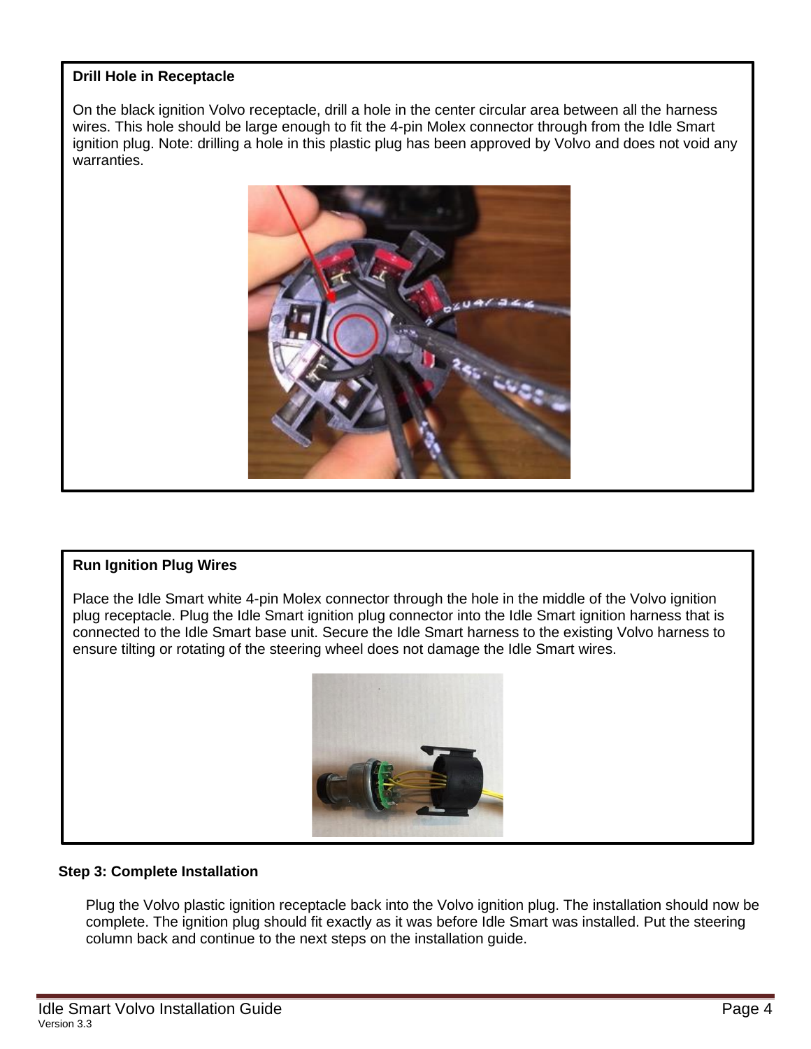### Drill Hole in Receptacle

On the black ignition Volvo receptacle, drill a hole in the center circular area between all the harness wires. This hole should be large enough to fit the 4-pin Molex connector through from the Idle Smart ignition plug. Note: drilling a hole in this plastic plug has been approved by Volvo and does not void any warranties.

### Run Ignition Plug Wires

Place the Idle Smart white 4-pin Molex connector through the hole in the middle of the Volvo ignition plug receptacle. Plug the Idle Smart ignition plug connector into the Idle Smart ignition harness that is connected to the Idle Smart base unit. Secure the Idle Smart harness to the existing Volvo harness to ensure tilting or rotating of the steering wheel does not damage the Idle Smart wires.

## Step 3: Complete Installation

Plug the Volvo plastic ignition receptacle back into the Volvo ignition plug. The installation should now be complete. The ignition plug should fit exactly as it was before Idle Smart was installed. Put the steering column back and continue to the next steps on the installation guide.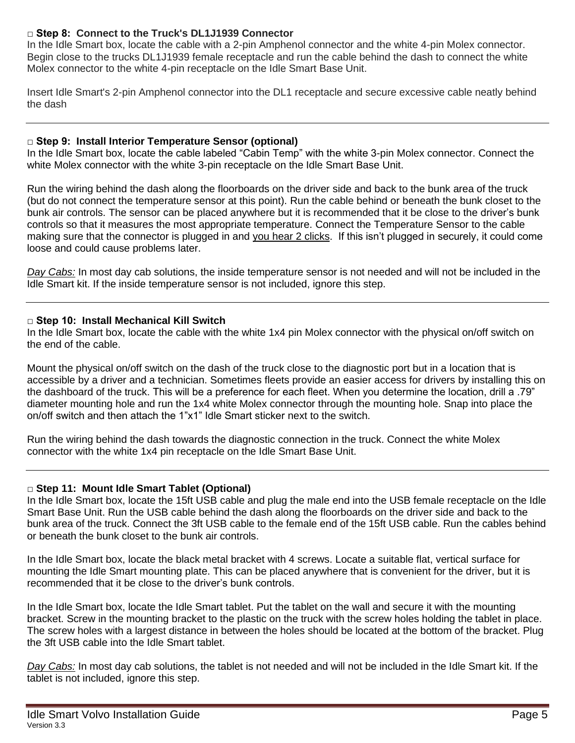### □ Step 8: Connect to the Truck's DL1J1939 Connector

In the Idle Smart box, locate the cable with a 2-pin Amphenol connector and the white 4-pin Molex connector. Begin close to the trucks DL1J1939 female receptacle and run the cable behind the dash to connect the white Molex connector to the white 4-pin receptacle on the Idle Smart Base Unit.

Insert Idle Smart's 2-pin Amphenol connector into the DL1 receptacle and secure excessive cable neatly behind the dash

---

### □ Step 9: Install Interior Temperature Sensor (optional)

In the Idle Smart box, locate the cable labeled “Cabin Temp” with the white 3-pin Molex connector. Connect the white Molex connector with the white 3-pin receptacle on the Idle Smart Base Unit.

Run the wiring behind the dash along the floorboards on the driver side and back to the bunk area of the truck (but do not connect the temperature sensor at this point). Run the cable behind or beneath the bunk closet to the bunk air controls. The sensor can be placed anywhere but it is recommended that it be close to the driver’s bunk controls so that it measures the most appropriate temperature. Connect the Temperature Sensor to the cable making sure that the connector is plugged in and <u>you hear 2 clicks</u>. If this isn’t plugged in securely, it could come loose and could cause problems later.

*<u>Day Cabs:</u>* In most day cab solutions, the inside temperature sensor is not needed and will not be included in the Idle Smart kit. If the inside temperature sensor is not included, ignore this step.

---

### □ Step 10: Install Mechanical Kill Switch

In the Idle Smart box, locate the cable with the white 1x4 pin Molex connector with the physical on/off switch on the end of the cable.

Mount the physical on/off switch on the dash of the truck close to the diagnostic port but in a location that is accessible by a driver and a technician. Sometimes fleets provide an easier access for drivers by installing this on the dashboard of the truck. This will be a preference for each fleet. When you determine the location, drill a .79” diameter mounting hole and run the 1x4 white Molex connector through the mounting hole. Snap into place the on/off switch and then attach the 1”x1” Idle Smart sticker next to the switch.

Run the wiring behind the dash towards the diagnostic connection in the truck. Connect the white Molex connector with the white 1x4 pin receptacle on the Idle Smart Base Unit.

---

### □ Step 11: Mount Idle Smart Tablet (Optional)

In the Idle Smart box, locate the 15ft USB cable and plug the male end into the USB female receptacle on the Idle Smart Base Unit. Run the USB cable behind the dash along the floorboards on the driver side and back to the bunk area of the truck. Connect the 3ft USB cable to the female end of the 15ft USB cable. Run the cables behind or beneath the bunk closet to the bunk air controls.

In the Idle Smart box, locate the black metal bracket with 4 screws. Locate a suitable flat, vertical surface for mounting the Idle Smart mounting plate. This can be placed anywhere that is convenient for the driver, but it is recommended that it be close to the driver’s bunk controls.

In the Idle Smart box, locate the Idle Smart tablet. Put the tablet on the wall and secure it with the mounting bracket. Screw in the mounting bracket to the plastic on the truck with the screw holes holding the tablet in place. The screw holes with a largest distance in between the holes should be located at the bottom of the bracket. Plug the 3ft USB cable into the Idle Smart tablet.

*<u>Day Cabs:</u>* In most day cab solutions, the tablet is not needed and will not be included in the Idle Smart kit. If the tablet is not included, ignore this step.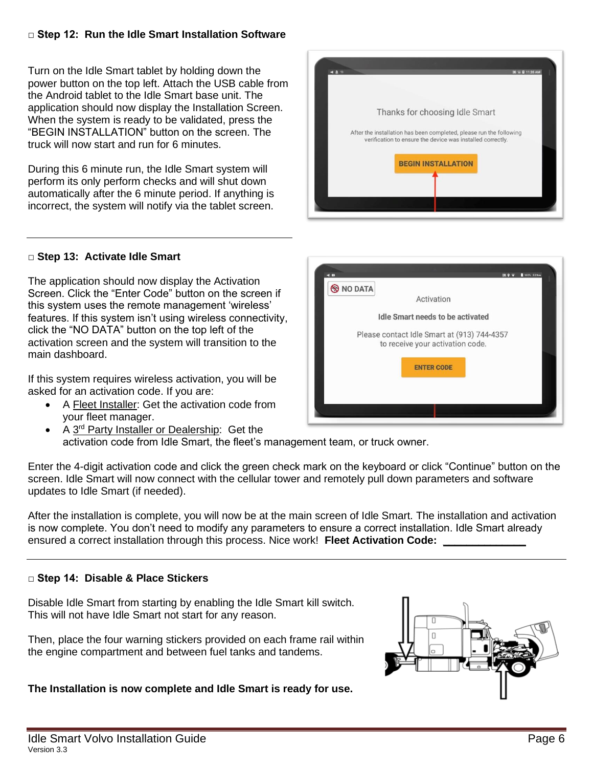### □ Step 12: Run the Idle Smart Installation Software

Turn on the Idle Smart tablet by holding down the power button on the top left. Attach the USB cable from the Android tablet to the Idle Smart base unit. The application should now display the Installation Screen. When the system is ready to be validated, press the "BEGIN INSTALLATION" button on the screen. The truck will now start and run for 6 minutes.

During this 6 minute run, the Idle Smart system will perform its only perform checks and will shut down automatically after the 6 minute period. If anything is incorrect, the system will notify via the tablet screen.

---

### □ Step 13: Activate Idle Smart

The application should now display the Activation Screen. Click the "Enter Code" button on the screen if this system uses the remote management 'wireless' features. If this system isn't using wireless connectivity, click the "NO DATA" button on the top left of the activation screen and the system will transition to the main dashboard.

If this system requires wireless activation, you will be asked for an activation code. If you are:

- A Fleet Installer: Get the activation code from your fleet manager.
- A 3rd Party Installer or Dealership: Get the activation code from Idle Smart, the fleet's management team, or truck owner.

Enter the 4-digit activation code and click the green check mark on the keyboard or click "Continue" button on the screen. Idle Smart will now connect with the cellular tower and remotely pull down parameters and software updates to Idle Smart (if needed).

After the installation is complete, you will now be at the main screen of Idle Smart. The installation and activation is now complete. You don't need to modify any parameters to ensure a correct installation. Idle Smart already ensured a correct installation through this process. Nice work! **Fleet Activation Code: \_\_\_\_\_\_\_\_\_\_\_\_\_\_**

---

### □ Step 14: Disable & Place Stickers

Disable Idle Smart from starting by enabling the Idle Smart kill switch. This will not have Idle Smart not start for any reason.

Then, place the four warning stickers provided on each frame rail within the engine compartment and between fuel tanks and tandems.

**The Installation is now complete and Idle Smart is ready for use.**